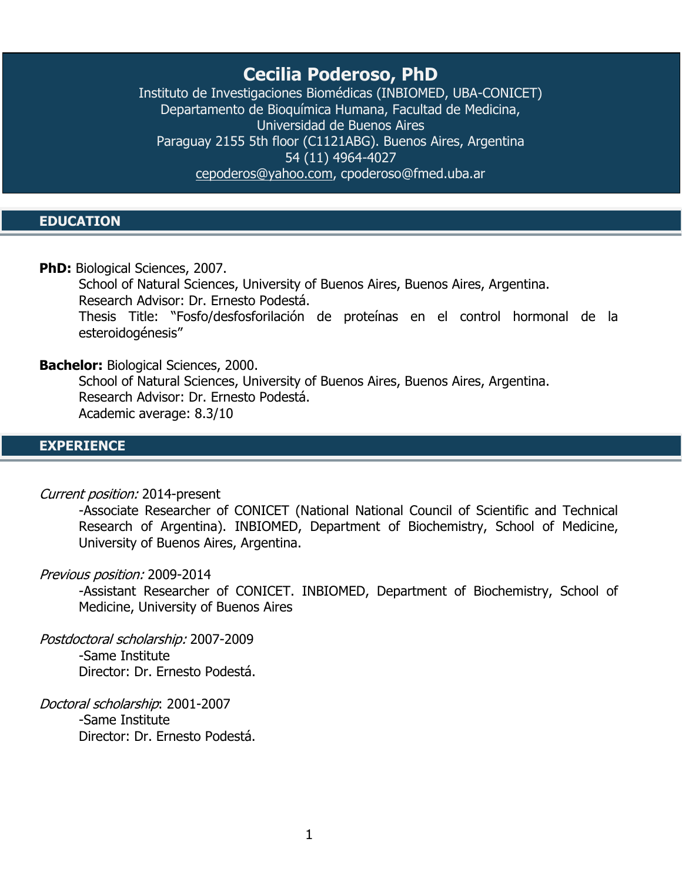# Cecilia Poderoso, PhD

Instituto de Investigaciones Biomédicas (INBIOMED, UBA-CONICET)
Departamento de Bioquímica Humana, Facultad de Medicina,
Universidad de Buenos Aires
Paraguay 2155 5th floor (C1121ABG). Buenos Aires, Argentina
54 (11) 4964-4027
cepoderos@yahoo.com, cpoderoso@fmed.uba.ar

## EDUCATION

**PhD:** Biological Sciences, 2007.

School of Natural Sciences, University of Buenos Aires, Buenos Aires, Argentina.
Research Advisor: Dr. Ernesto Podestá.
Thesis Title: "Fosfo/desfosforilación de proteínas en el control hormonal de la esteroidogénesis"

**Bachelor:** Biological Sciences, 2000.

School of Natural Sciences, University of Buenos Aires, Buenos Aires, Argentina.
Research Advisor: Dr. Ernesto Podestá.
Academic average: 8.3/10

## EXPERIENCE

*Current position:* 2014-present

-Associate Researcher of CONICET (National National Council of Scientific and Technical Research of Argentina). INBIOMED, Department of Biochemistry, School of Medicine, University of Buenos Aires, Argentina.

*Previous position:* 2009-2014

-Assistant Researcher of CONICET. INBIOMED, Department of Biochemistry, School of Medicine, University of Buenos Aires

*Postdoctoral scholarship:* 2007-2009

-Same Institute
Director: Dr. Ernesto Podestá.

*Doctoral scholarship*: 2001-2007

-Same Institute
Director: Dr. Ernesto Podestá.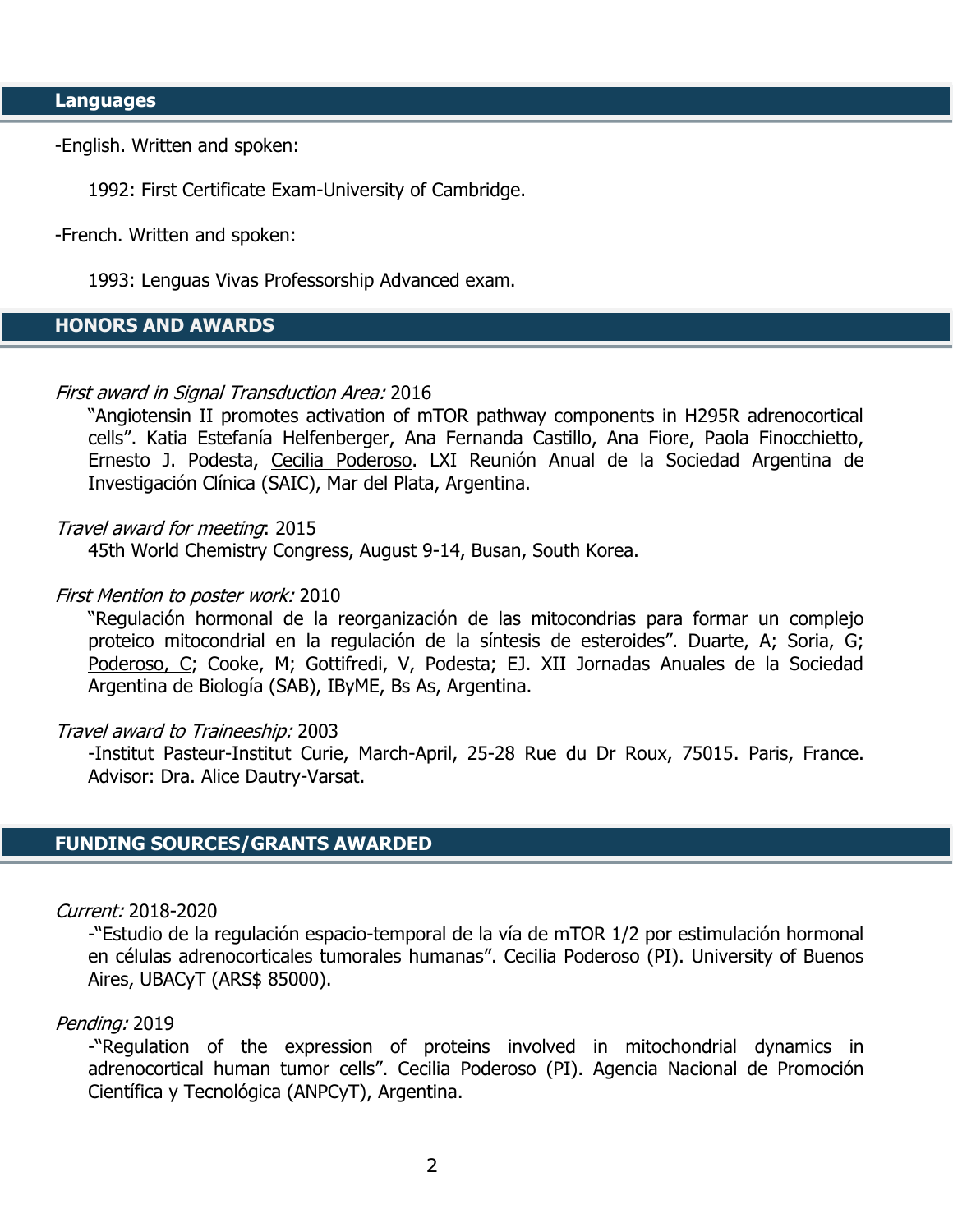## Languages

-English. Written and spoken:

1992: First Certificate Exam-University of Cambridge.

-French. Written and spoken:

1993: Lenguas Vivas Professorship Advanced exam.

## HONORS AND AWARDS

*First award in Signal Transduction Area:* 2016

"Angiotensin II promotes activation of mTOR pathway components in H295R adrenocortical cells". Katia Estefanía Helfenberger, Ana Fernanda Castillo, Ana Fiore, Paola Finocchietto, Ernesto J. Podesta, <u>Cecilia Poderoso</u>. LXI Reunión Anual de la Sociedad Argentina de Investigación Clínica (SAIC), Mar del Plata, Argentina.

*Travel award for meeting*: 2015

45th World Chemistry Congress, August 9-14, Busan, South Korea.

*First Mention to poster work:* 2010

"Regulación hormonal de la reorganización de las mitocondrias para formar un complejo proteico mitocondrial en la regulación de la síntesis de esteroides". Duarte, A; Soria, G; <u>Poderoso, C</u>; Cooke, M; Gottifredi, V, Podesta; EJ. XII Jornadas Anuales de la Sociedad Argentina de Biología (SAB), IByME, Bs As, Argentina.

*Travel award to Traineeship:* 2003

-Institut Pasteur-Institut Curie, March-April, 25-28 Rue du Dr Roux, 75015. Paris, France. Advisor: Dra. Alice Dautry-Varsat.

## FUNDING SOURCES/GRANTS AWARDED

*Current:* 2018-2020

-"Estudio de la regulación espacio-temporal de la vía de mTOR 1/2 por estimulación hormonal en células adrenocorticales tumorales humanas". Cecilia Poderoso (PI). University of Buenos Aires, UBACyT (ARS$ 85000).

*Pending:* 2019

-"Regulation of the expression of proteins involved in mitochondrial dynamics in adrenocortical human tumor cells". Cecilia Poderoso (PI). Agencia Nacional de Promoción Científica y Tecnológica (ANPCyT), Argentina.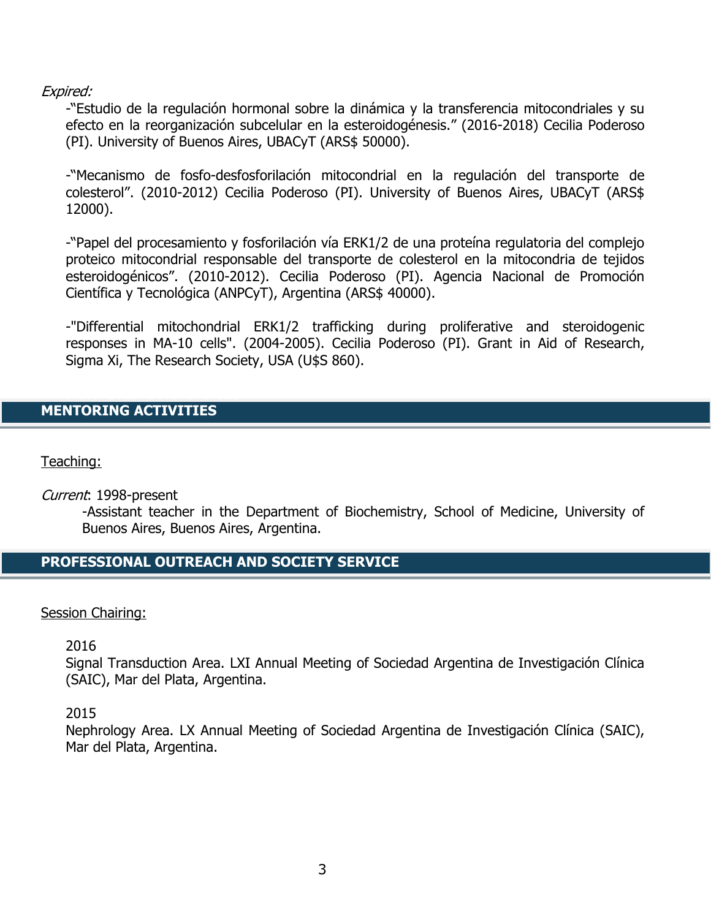*Expired:*

-"Estudio de la regulación hormonal sobre la dinámica y la transferencia mitocondriales y su efecto en la reorganización subcelular en la esteroidogénesis." (2016-2018) Cecilia Poderoso (PI). University of Buenos Aires, UBACyT (ARS$ 50000).

-"Mecanismo de fosfo-desfosforilación mitocondrial en la regulación del transporte de colesterol". (2010-2012) Cecilia Poderoso (PI). University of Buenos Aires, UBACyT (ARS$ 12000).

-"Papel del procesamiento y fosforilación vía ERK1/2 de una proteína regulatoria del complejo proteico mitocondrial responsable del transporte de colesterol en la mitocondria de tejidos esteroidogénicos". (2010-2012). Cecilia Poderoso (PI). Agencia Nacional de Promoción Científica y Tecnológica (ANPCyT), Argentina (ARS$ 40000).

-"Differential mitochondrial ERK1/2 trafficking during proliferative and steroidogenic responses in MA-10 cells". (2004-2005). Cecilia Poderoso (PI). Grant in Aid of Research, Sigma Xi, The Research Society, USA (U$S 860).

## MENTORING ACTIVITIES

Teaching:

*Current*: 1998-present

-Assistant teacher in the Department of Biochemistry, School of Medicine, University of Buenos Aires, Buenos Aires, Argentina.

## PROFESSIONAL OUTREACH AND SOCIETY SERVICE

Session Chairing:

2016
Signal Transduction Area. LXI Annual Meeting of Sociedad Argentina de Investigación Clínica (SAIC), Mar del Plata, Argentina.

2015
Nephrology Area. LX Annual Meeting of Sociedad Argentina de Investigación Clínica (SAIC), Mar del Plata, Argentina.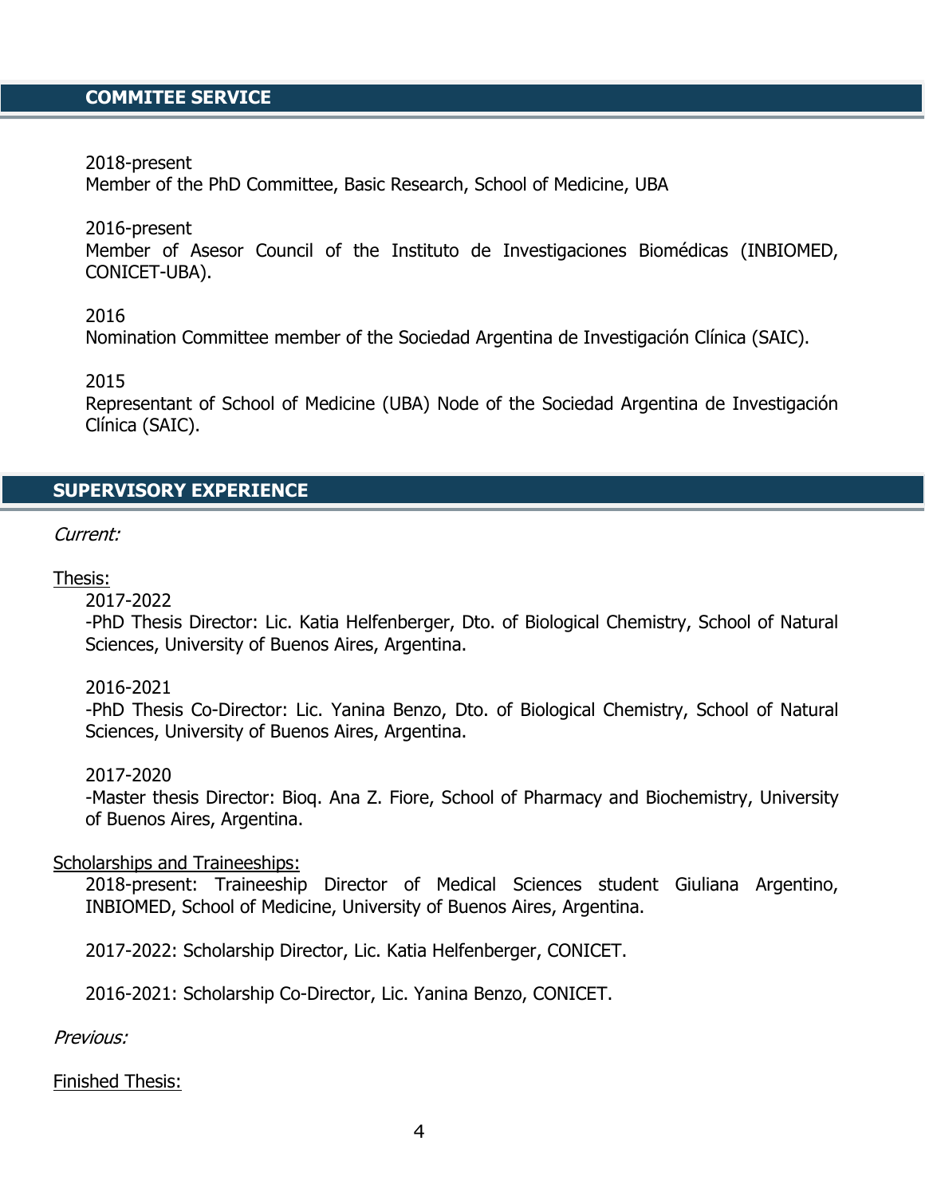## COMMITEE SERVICE

2018-present
Member of the PhD Committee, Basic Research, School of Medicine, UBA

2016-present
Member of Asesor Council of the Instituto de Investigaciones Biomédicas (INBIOMED, CONICET-UBA).

2016
Nomination Committee member of the Sociedad Argentina de Investigación Clínica (SAIC).

2015
Representant of School of Medicine (UBA) Node of the Sociedad Argentina de Investigación Clínica (SAIC).

## SUPERVISORY EXPERIENCE

*Current:*

Thesis:

2017-2022
-PhD Thesis Director: Lic. Katia Helfenberger, Dto. of Biological Chemistry, School of Natural Sciences, University of Buenos Aires, Argentina.

2016-2021
-PhD Thesis Co-Director: Lic. Yanina Benzo, Dto. of Biological Chemistry, School of Natural Sciences, University of Buenos Aires, Argentina.

2017-2020
-Master thesis Director: Bioq. Ana Z. Fiore, School of Pharmacy and Biochemistry, University of Buenos Aires, Argentina.

Scholarships and Traineeships:

2018-present: Traineeship Director of Medical Sciences student Giuliana Argentino, INBIOMED, School of Medicine, University of Buenos Aires, Argentina.

2017-2022: Scholarship Director, Lic. Katia Helfenberger, CONICET.

2016-2021: Scholarship Co-Director, Lic. Yanina Benzo, CONICET.

*Previous:*

Finished Thesis: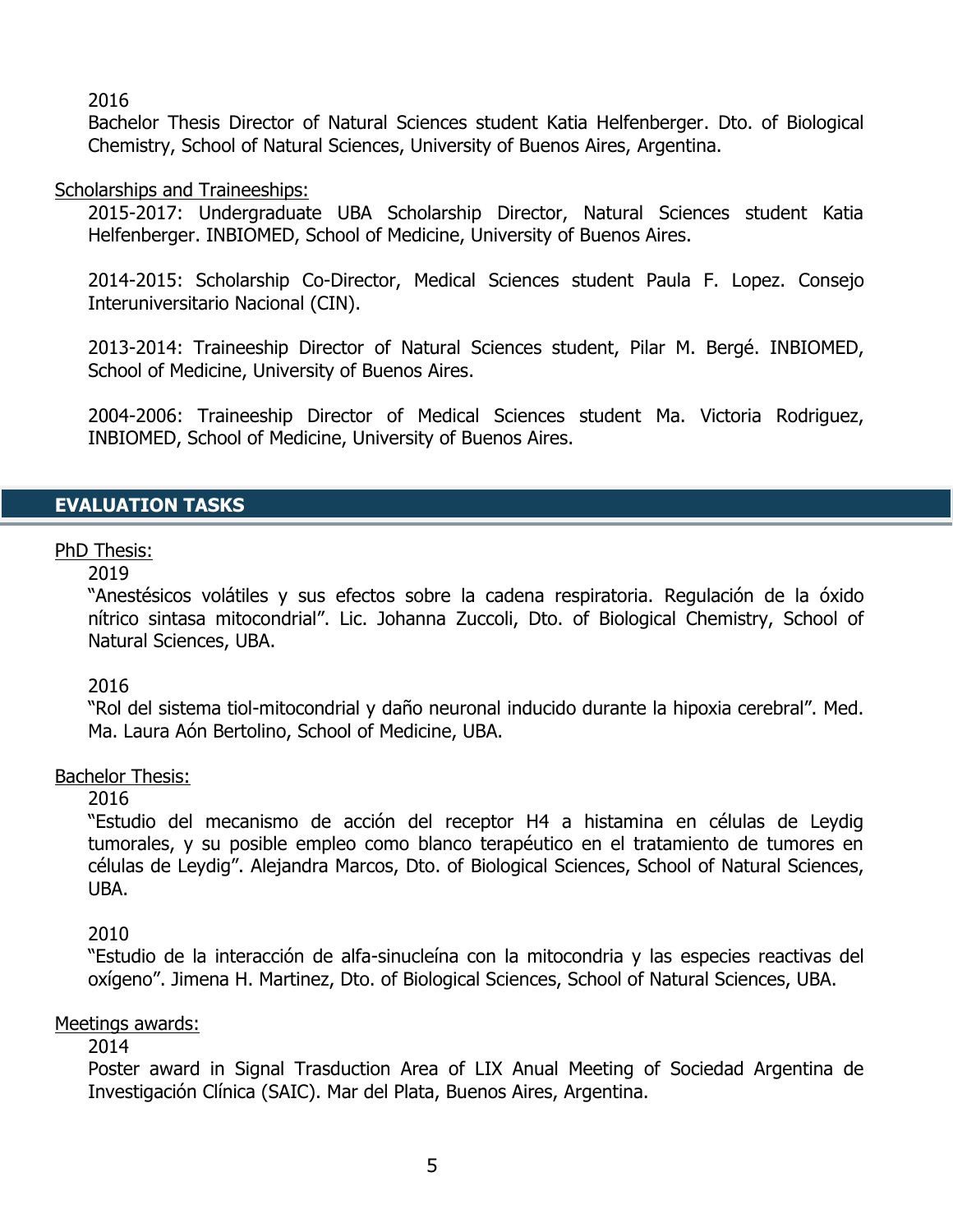2016

Bachelor Thesis Director of Natural Sciences student Katia Helfenberger. Dto. of Biological Chemistry, School of Natural Sciences, University of Buenos Aires, Argentina.

Scholarships and Traineeships:

2015-2017: Undergraduate UBA Scholarship Director, Natural Sciences student Katia Helfenberger. INBIOMED, School of Medicine, University of Buenos Aires.

2014-2015: Scholarship Co-Director, Medical Sciences student Paula F. Lopez. Consejo Interuniversitario Nacional (CIN).

2013-2014: Traineeship Director of Natural Sciences student, Pilar M. Bergé. INBIOMED, School of Medicine, University of Buenos Aires.

2004-2006: Traineeship Director of Medical Sciences student Ma. Victoria Rodriguez, INBIOMED, School of Medicine, University of Buenos Aires.

## EVALUATION TASKS

PhD Thesis:

2019

"Anestésicos volátiles y sus efectos sobre la cadena respiratoria. Regulación de la óxido nítrico sintasa mitocondrial". Lic. Johanna Zuccoli, Dto. of Biological Chemistry, School of Natural Sciences, UBA.

2016

"Rol del sistema tiol-mitocondrial y daño neuronal inducido durante la hipoxia cerebral". Med. Ma. Laura Aón Bertolino, School of Medicine, UBA.

Bachelor Thesis:

2016

"Estudio del mecanismo de acción del receptor H4 a histamina en células de Leydig tumorales, y su posible empleo como blanco terapéutico en el tratamiento de tumores en células de Leydig". Alejandra Marcos, Dto. of Biological Sciences, School of Natural Sciences, UBA.

2010

"Estudio de la interacción de alfa-sinucleína con la mitocondria y las especies reactivas del oxígeno". Jimena H. Martinez, Dto. of Biological Sciences, School of Natural Sciences, UBA.

Meetings awards:

2014

Poster award in Signal Trasduction Area of LIX Anual Meeting of Sociedad Argentina de Investigación Clínica (SAIC). Mar del Plata, Buenos Aires, Argentina.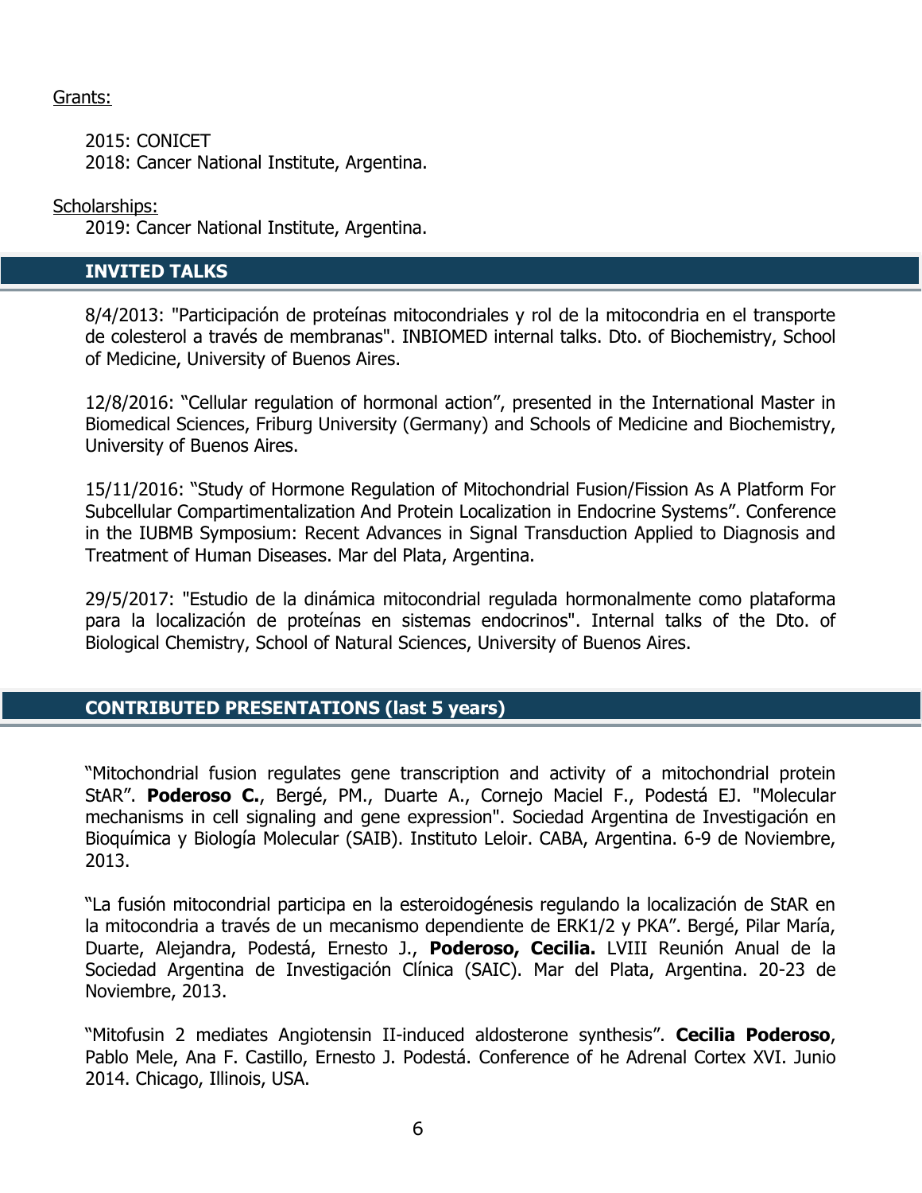Grants:

2015: CONICET
2018: Cancer National Institute, Argentina.

Scholarships:

2019: Cancer National Institute, Argentina.

## INVITED TALKS

8/4/2013: "Participación de proteínas mitocondriales y rol de la mitocondria en el transporte de colesterol a través de membranas". INBIOMED internal talks. Dto. of Biochemistry, School of Medicine, University of Buenos Aires.

12/8/2016: "Cellular regulation of hormonal action", presented in the International Master in Biomedical Sciences, Friburg University (Germany) and Schools of Medicine and Biochemistry, University of Buenos Aires.

15/11/2016: "Study of Hormone Regulation of Mitochondrial Fusion/Fission As A Platform For Subcellular Compartimentalization And Protein Localization in Endocrine Systems". Conference in the IUBMB Symposium: Recent Advances in Signal Transduction Applied to Diagnosis and Treatment of Human Diseases. Mar del Plata, Argentina.

29/5/2017: "Estudio de la dinámica mitocondrial regulada hormonalmente como plataforma para la localización de proteínas en sistemas endocrinos". Internal talks of the Dto. of Biological Chemistry, School of Natural Sciences, University of Buenos Aires.

## CONTRIBUTED PRESENTATIONS (last 5 years)

"Mitochondrial fusion regulates gene transcription and activity of a mitochondrial protein StAR". **Poderoso C.**, Bergé, PM., Duarte A., Cornejo Maciel F., Podestá EJ. "Molecular mechanisms in cell signaling and gene expression". Sociedad Argentina de Investigación en Bioquímica y Biología Molecular (SAIB). Instituto Leloir. CABA, Argentina. 6-9 de Noviembre, 2013.

"La fusión mitocondrial participa en la esteroidogénesis regulando la localización de StAR en la mitocondria a través de un mecanismo dependiente de ERK1/2 y PKA". Bergé, Pilar María, Duarte, Alejandra, Podestá, Ernesto J., **Poderoso, Cecilia.** LVIII Reunión Anual de la Sociedad Argentina de Investigación Clínica (SAIC). Mar del Plata, Argentina. 20-23 de Noviembre, 2013.

"Mitofusin 2 mediates Angiotensin II-induced aldosterone synthesis". **Cecilia Poderoso**, Pablo Mele, Ana F. Castillo, Ernesto J. Podestá. Conference of he Adrenal Cortex XVI. Junio 2014. Chicago, Illinois, USA.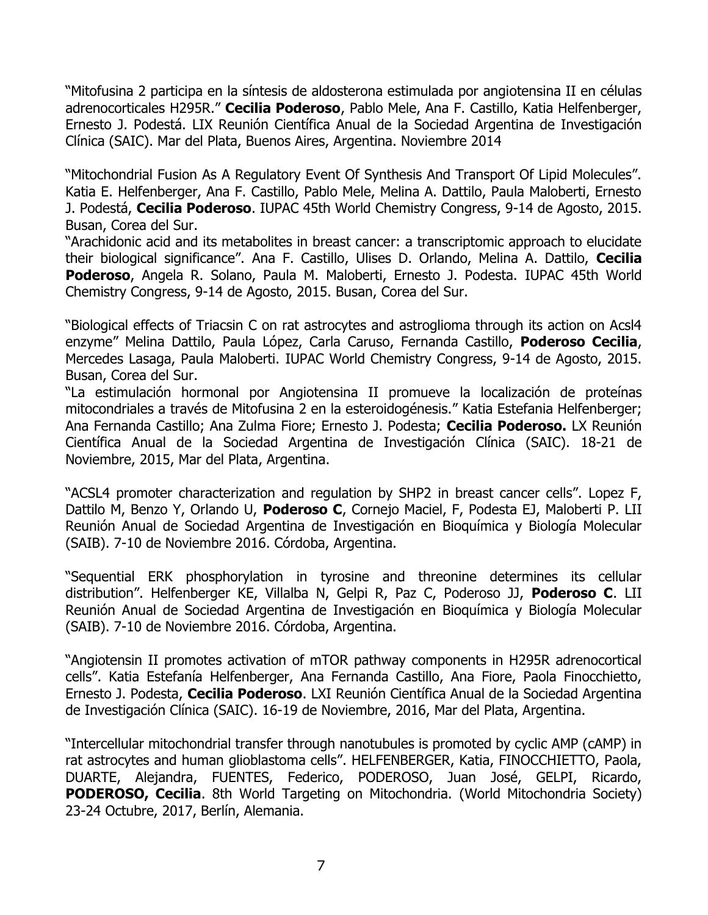"Mitofusina 2 participa en la síntesis de aldosterona estimulada por angiotensina II en células adrenocorticales H295R." **Cecilia Poderoso**, Pablo Mele, Ana F. Castillo, Katia Helfenberger, Ernesto J. Podestá. LIX Reunión Científica Anual de la Sociedad Argentina de Investigación Clínica (SAIC). Mar del Plata, Buenos Aires, Argentina. Noviembre 2014

"Mitochondrial Fusion As A Regulatory Event Of Synthesis And Transport Of Lipid Molecules". Katia E. Helfenberger, Ana F. Castillo, Pablo Mele, Melina A. Dattilo, Paula Maloberti, Ernesto J. Podestá, **Cecilia Poderoso**. IUPAC 45th World Chemistry Congress, 9-14 de Agosto, 2015. Busan, Corea del Sur.

"Arachidonic acid and its metabolites in breast cancer: a transcriptomic approach to elucidate their biological significance". Ana F. Castillo, Ulises D. Orlando, Melina A. Dattilo, **Cecilia Poderoso**, Angela R. Solano, Paula M. Maloberti, Ernesto J. Podesta. IUPAC 45th World Chemistry Congress, 9-14 de Agosto, 2015. Busan, Corea del Sur.

"Biological effects of Triacsin C on rat astrocytes and astroglioma through its action on Acsl4 enzyme" Melina Dattilo, Paula López, Carla Caruso, Fernanda Castillo, **Poderoso Cecilia**, Mercedes Lasaga, Paula Maloberti. IUPAC World Chemistry Congress, 9-14 de Agosto, 2015. Busan, Corea del Sur.

"La estimulación hormonal por Angiotensina II promueve la localización de proteínas mitocondriales a través de Mitofusina 2 en la esteroidogénesis." Katia Estefania Helfenberger; Ana Fernanda Castillo; Ana Zulma Fiore; Ernesto J. Podesta; **Cecilia Poderoso.** LX Reunión Científica Anual de la Sociedad Argentina de Investigación Clínica (SAIC). 18-21 de Noviembre, 2015, Mar del Plata, Argentina.

"ACSL4 promoter characterization and regulation by SHP2 in breast cancer cells". Lopez F, Dattilo M, Benzo Y, Orlando U, **Poderoso C**, Cornejo Maciel, F, Podesta EJ, Maloberti P. LII Reunión Anual de Sociedad Argentina de Investigación en Bioquímica y Biología Molecular (SAIB). 7-10 de Noviembre 2016. Córdoba, Argentina.

"Sequential ERK phosphorylation in tyrosine and threonine determines its cellular distribution". Helfenberger KE, Villalba N, Gelpi R, Paz C, Poderoso JJ, **Poderoso C**. LII Reunión Anual de Sociedad Argentina de Investigación en Bioquímica y Biología Molecular (SAIB). 7-10 de Noviembre 2016. Córdoba, Argentina.

"Angiotensin II promotes activation of mTOR pathway components in H295R adrenocortical cells". Katia Estefanía Helfenberger, Ana Fernanda Castillo, Ana Fiore, Paola Finocchietto, Ernesto J. Podesta, **Cecilia Poderoso**. LXI Reunión Científica Anual de la Sociedad Argentina de Investigación Clínica (SAIC). 16-19 de Noviembre, 2016, Mar del Plata, Argentina.

"Intercellular mitochondrial transfer through nanotubules is promoted by cyclic AMP (cAMP) in rat astrocytes and human glioblastoma cells". HELFENBERGER, Katia, FINOCCHIETTO, Paola, DUARTE, Alejandra, FUENTES, Federico, PODEROSO, Juan José, GELPI, Ricardo, **PODEROSO, Cecilia**. 8th World Targeting on Mitochondria. (World Mitochondria Society) 23-24 Octubre, 2017, Berlín, Alemania.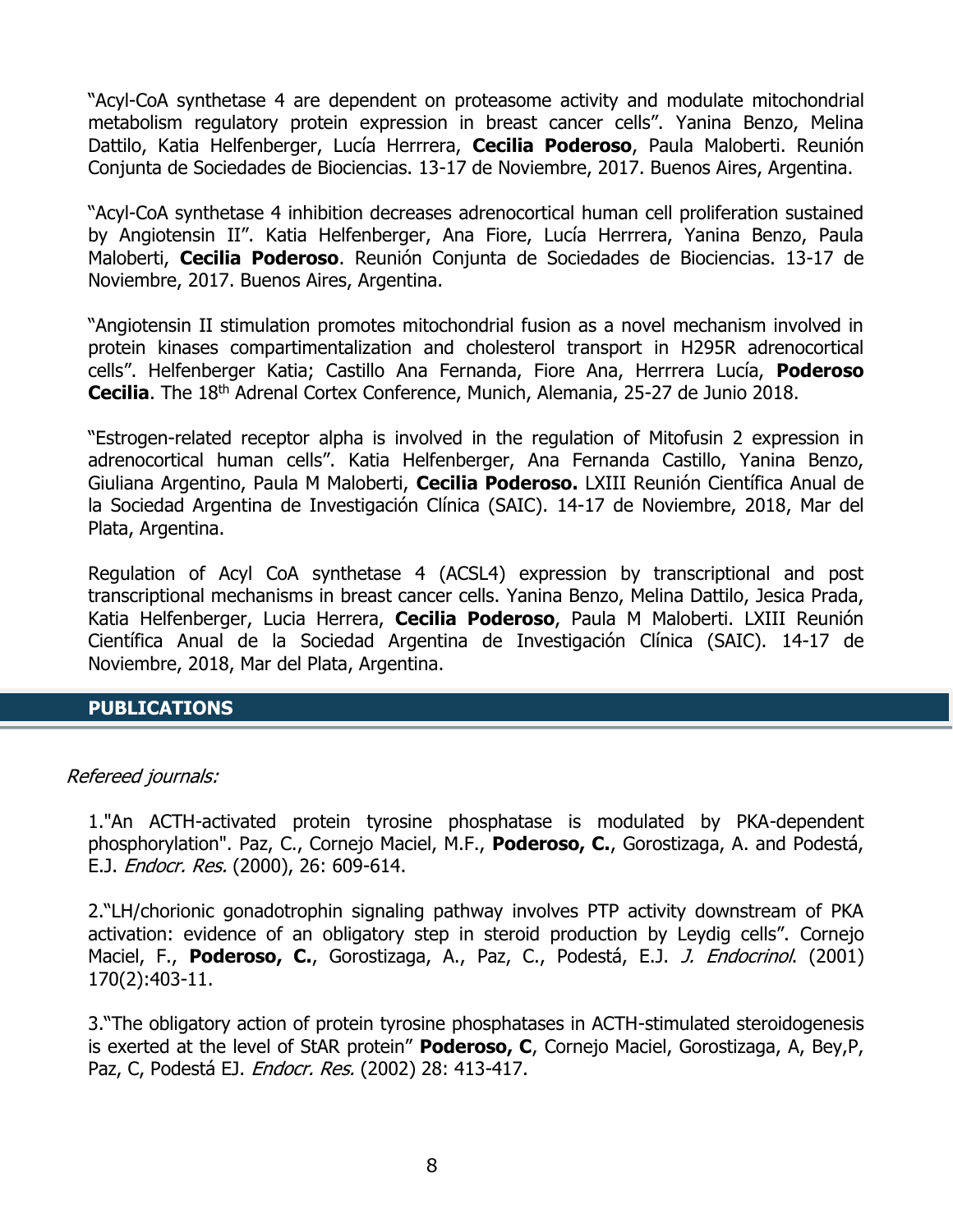"Acyl-CoA synthetase 4 are dependent on proteasome activity and modulate mitochondrial metabolism regulatory protein expression in breast cancer cells". Yanina Benzo, Melina Dattilo, Katia Helfenberger, Lucía Herrrera, **Cecilia Poderoso**, Paula Maloberti. Reunión Conjunta de Sociedades de Biociencias. 13-17 de Noviembre, 2017. Buenos Aires, Argentina.

"Acyl-CoA synthetase 4 inhibition decreases adrenocortical human cell proliferation sustained by Angiotensin II". Katia Helfenberger, Ana Fiore, Lucía Herrrera, Yanina Benzo, Paula Maloberti, **Cecilia Poderoso**. Reunión Conjunta de Sociedades de Biociencias. 13-17 de Noviembre, 2017. Buenos Aires, Argentina.

"Angiotensin II stimulation promotes mitochondrial fusion as a novel mechanism involved in protein kinases compartimentalization and cholesterol transport in H295R adrenocortical cells". Helfenberger Katia; Castillo Ana Fernanda, Fiore Ana, Herrrera Lucía, **Poderoso Cecilia**. The 18th Adrenal Cortex Conference, Munich, Alemania, 25-27 de Junio 2018.

"Estrogen-related receptor alpha is involved in the regulation of Mitofusin 2 expression in adrenocortical human cells". Katia Helfenberger, Ana Fernanda Castillo, Yanina Benzo, Giuliana Argentino, Paula M Maloberti, **Cecilia Poderoso.** LXIII Reunión Científica Anual de la Sociedad Argentina de Investigación Clínica (SAIC). 14-17 de Noviembre, 2018, Mar del Plata, Argentina.

Regulation of Acyl CoA synthetase 4 (ACSL4) expression by transcriptional and post transcriptional mechanisms in breast cancer cells. Yanina Benzo, Melina Dattilo, Jesica Prada, Katia Helfenberger, Lucia Herrera, **Cecilia Poderoso**, Paula M Maloberti. LXIII Reunión Científica Anual de la Sociedad Argentina de Investigación Clínica (SAIC). 14-17 de Noviembre, 2018, Mar del Plata, Argentina.

## PUBLICATIONS

*Refereed journals:*

1."An ACTH-activated protein tyrosine phosphatase is modulated by PKA-dependent phosphorylation". Paz, C., Cornejo Maciel, M.F., **Poderoso, C.**, Gorostizaga, A. and Podestá, E.J. *Endocr. Res.* (2000), 26: 609-614.

2."LH/chorionic gonadotrophin signaling pathway involves PTP activity downstream of PKA activation: evidence of an obligatory step in steroid production by Leydig cells". Cornejo Maciel, F., **Poderoso, C.**, Gorostizaga, A., Paz, C., Podestá, E.J. *J. Endocrinol*. (2001) 170(2):403-11.

3."The obligatory action of protein tyrosine phosphatases in ACTH-stimulated steroidogenesis is exerted at the level of StAR protein" **Poderoso, C**, Cornejo Maciel, Gorostizaga, A, Bey,P, Paz, C, Podestá EJ. *Endocr. Res.* (2002) 28: 413-417.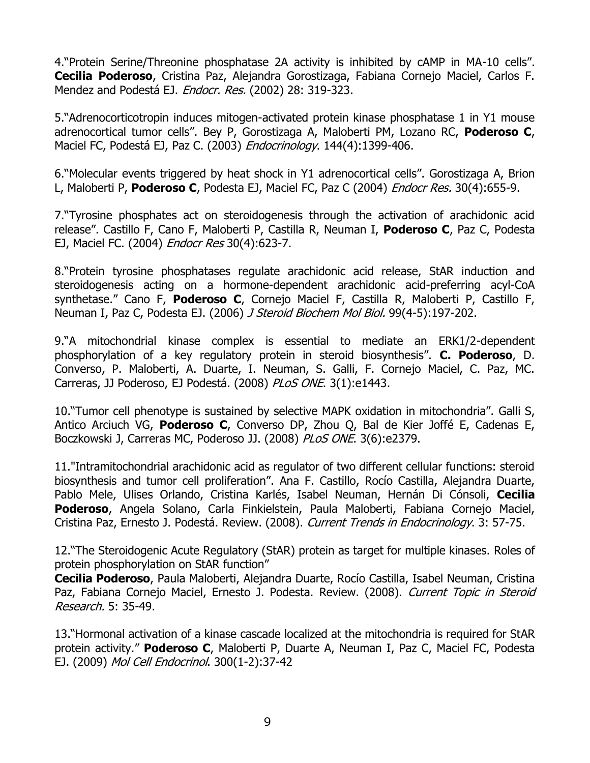4.“Protein Serine/Threonine phosphatase 2A activity is inhibited by cAMP in MA-10 cells”. **Cecilia Poderoso**, Cristina Paz, Alejandra Gorostizaga, Fabiana Cornejo Maciel, Carlos F. Mendez and Podestá EJ. *Endocr. Res.* (2002) 28: 319-323.

5.“Adrenocorticotropin induces mitogen-activated protein kinase phosphatase 1 in Y1 mouse adrenocortical tumor cells”. Bey P, Gorostizaga A, Maloberti PM, Lozano RC, **Poderoso C**, Maciel FC, Podestá EJ, Paz C. (2003) *Endocrinology*. 144(4):1399-406.

6.“Molecular events triggered by heat shock in Y1 adrenocortical cells”. Gorostizaga A, Brion L, Maloberti P, **Poderoso C**, Podesta EJ, Maciel FC, Paz C (2004) *Endocr Res.* 30(4):655-9.

7.“Tyrosine phosphates act on steroidogenesis through the activation of arachidonic acid release”. Castillo F, Cano F, Maloberti P, Castilla R, Neuman I, **Poderoso C**, Paz C, Podesta EJ, Maciel FC. (2004) *Endocr Res* 30(4):623-7.

8.“Protein tyrosine phosphatases regulate arachidonic acid release, StAR induction and steroidogenesis acting on a hormone-dependent arachidonic acid-preferring acyl-CoA synthetase.” Cano F, **Poderoso C**, Cornejo Maciel F, Castilla R, Maloberti P, Castillo F, Neuman I, Paz C, Podesta EJ. (2006) *J Steroid Biochem Mol Biol.* 99(4-5):197-202.

9.“A mitochondrial kinase complex is essential to mediate an ERK1/2-dependent phosphorylation of a key regulatory protein in steroid biosynthesis”. **C. Poderoso**, D. Converso, P. Maloberti, A. Duarte, I. Neuman, S. Galli, F. Cornejo Maciel, C. Paz, MC. Carreras, JJ Poderoso, EJ Podestá. (2008) *PLoS ONE*. 3(1):e1443.

10.“Tumor cell phenotype is sustained by selective MAPK oxidation in mitochondria”. Galli S, Antico Arciuch VG, **Poderoso C**, Converso DP, Zhou Q, Bal de Kier Joffé E, Cadenas E, Boczkowski J, Carreras MC, Poderoso JJ. (2008) *PLoS ONE*. 3(6):e2379.

11."Intramitochondrial arachidonic acid as regulator of two different cellular functions: steroid biosynthesis and tumor cell proliferation”. Ana F. Castillo, Rocío Castilla, Alejandra Duarte, Pablo Mele, Ulises Orlando, Cristina Karlés, Isabel Neuman, Hernán Di Cónsoli, **Cecilia Poderoso**, Angela Solano, Carla Finkielstein, Paula Maloberti, Fabiana Cornejo Maciel, Cristina Paz, Ernesto J. Podestá. Review. (2008). *Current Trends in Endocrinology*. 3: 57-75.

12.“The Steroidogenic Acute Regulatory (StAR) protein as target for multiple kinases. Roles of protein phosphorylation on StAR function”
**Cecilia Poderoso**, Paula Maloberti, Alejandra Duarte, Rocío Castilla, Isabel Neuman, Cristina Paz, Fabiana Cornejo Maciel, Ernesto J. Podesta. Review. (2008). *Current Topic in Steroid Research.* 5: 35-49.

13.“Hormonal activation of a kinase cascade localized at the mitochondria is required for StAR protein activity.” **Poderoso C**, Maloberti P, Duarte A, Neuman I, Paz C, Maciel FC, Podesta EJ. (2009) *Mol Cell Endocrinol*. 300(1-2):37-42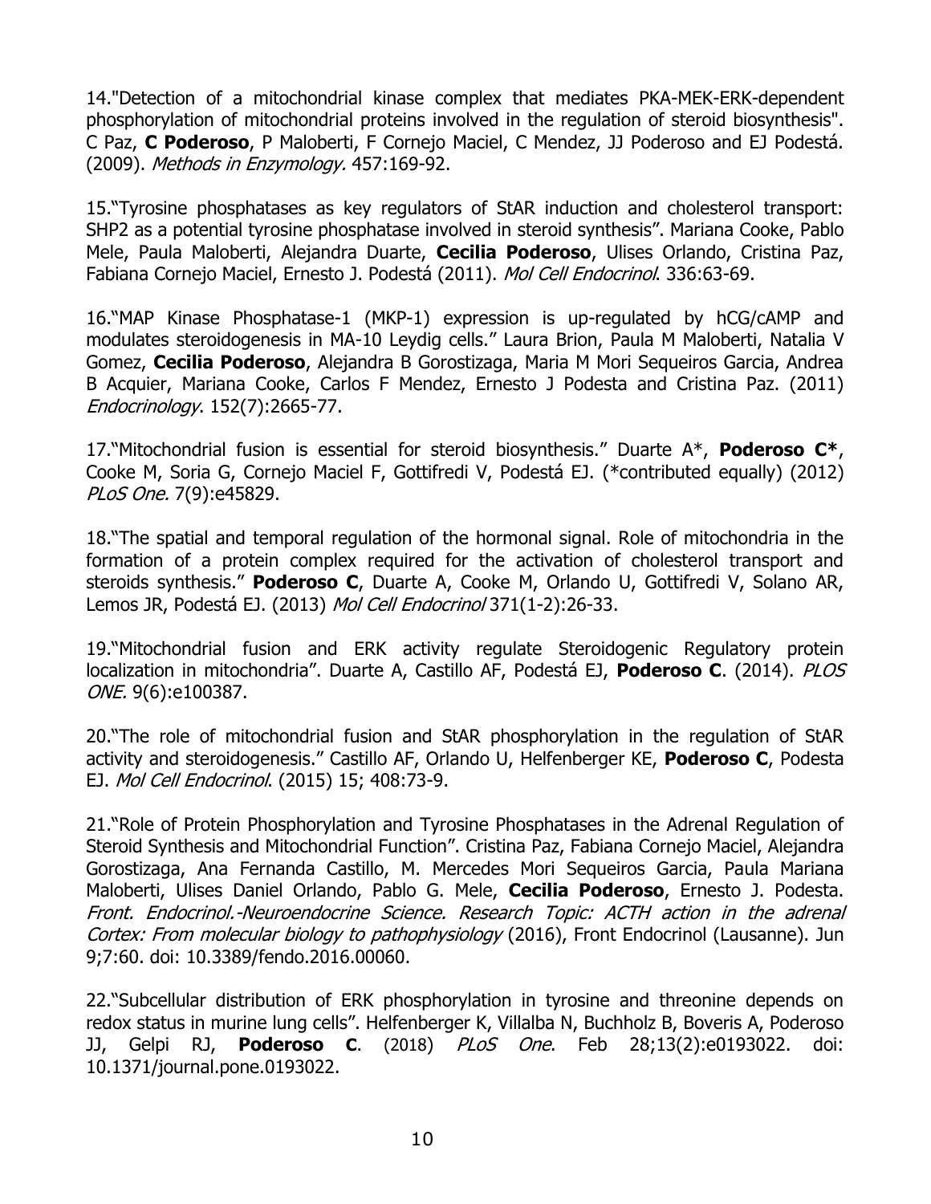14."Detection of a mitochondrial kinase complex that mediates PKA-MEK-ERK-dependent phosphorylation of mitochondrial proteins involved in the regulation of steroid biosynthesis". C Paz, **C Poderoso**, P Maloberti, F Cornejo Maciel, C Mendez, JJ Poderoso and EJ Podestá. (2009). *Methods in Enzymology.* 457:169-92.

15."Tyrosine phosphatases as key regulators of StAR induction and cholesterol transport: SHP2 as a potential tyrosine phosphatase involved in steroid synthesis". Mariana Cooke, Pablo Mele, Paula Maloberti, Alejandra Duarte, **Cecilia Poderoso**, Ulises Orlando, Cristina Paz, Fabiana Cornejo Maciel, Ernesto J. Podestá (2011). *Mol Cell Endocrinol*. 336:63-69.

16."MAP Kinase Phosphatase-1 (MKP-1) expression is up-regulated by hCG/cAMP and modulates steroidogenesis in MA-10 Leydig cells." Laura Brion, Paula M Maloberti, Natalia V Gomez, **Cecilia Poderoso**, Alejandra B Gorostizaga, Maria M Mori Sequeiros Garcia, Andrea B Acquier, Mariana Cooke, Carlos F Mendez, Ernesto J Podesta and Cristina Paz. (2011) *Endocrinology*. 152(7):2665-77.

17."Mitochondrial fusion is essential for steroid biosynthesis." Duarte A*, **Poderoso C***, Cooke M, Soria G, Cornejo Maciel F, Gottifredi V, Podestá EJ. (*contributed equally) (2012) *PLoS One.* 7(9):e45829.

18."The spatial and temporal regulation of the hormonal signal. Role of mitochondria in the formation of a protein complex required for the activation of cholesterol transport and steroids synthesis." **Poderoso C**, Duarte A, Cooke M, Orlando U, Gottifredi V, Solano AR, Lemos JR, Podestá EJ. (2013) *Mol Cell Endocrinol* 371(1-2):26-33.

19."Mitochondrial fusion and ERK activity regulate Steroidogenic Regulatory protein localization in mitochondria". Duarte A, Castillo AF, Podestá EJ, **Poderoso C**. (2014). *PLOS ONE.* 9(6):e100387.

20."The role of mitochondrial fusion and StAR phosphorylation in the regulation of StAR activity and steroidogenesis." Castillo AF, Orlando U, Helfenberger KE, **Poderoso C**, Podesta EJ. *Mol Cell Endocrinol*. (2015) 15; 408:73-9.

21."Role of Protein Phosphorylation and Tyrosine Phosphatases in the Adrenal Regulation of Steroid Synthesis and Mitochondrial Function". Cristina Paz, Fabiana Cornejo Maciel, Alejandra Gorostizaga, Ana Fernanda Castillo, M. Mercedes Mori Sequeiros Garcia, Paula Mariana Maloberti, Ulises Daniel Orlando, Pablo G. Mele, **Cecilia Poderoso**, Ernesto J. Podesta. *Front. Endocrinol.-Neuroendocrine Science. Research Topic: ACTH action in the adrenal Cortex: From molecular biology to pathophysiology* (2016), Front Endocrinol (Lausanne). Jun 9;7:60. doi: 10.3389/fendo.2016.00060.

22."Subcellular distribution of ERK phosphorylation in tyrosine and threonine depends on redox status in murine lung cells". Helfenberger K, Villalba N, Buchholz B, Boveris A, Poderoso JJ, Gelpi RJ, **Poderoso C**. (2018) *PLoS One*. Feb 28;13(2):e0193022. doi: 10.1371/journal.pone.0193022.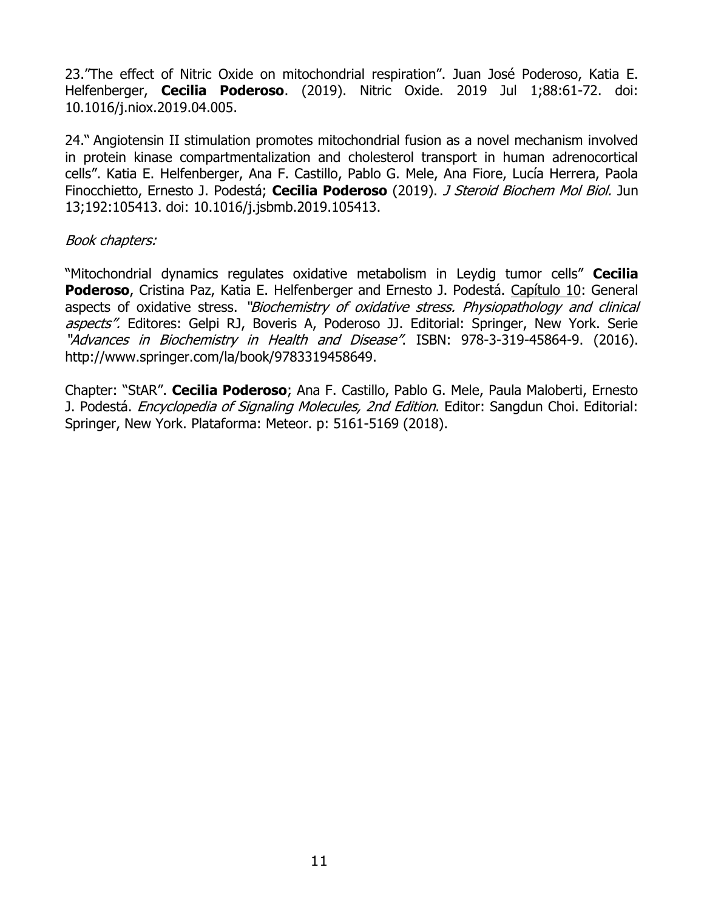23."The effect of Nitric Oxide on mitochondrial respiration". Juan José Poderoso, Katia E. Helfenberger, **Cecilia Poderoso**. (2019). Nitric Oxide. 2019 Jul 1;88:61-72. doi: 10.1016/j.niox.2019.04.005.

24." Angiotensin II stimulation promotes mitochondrial fusion as a novel mechanism involved in protein kinase compartmentalization and cholesterol transport in human adrenocortical cells". Katia E. Helfenberger, Ana F. Castillo, Pablo G. Mele, Ana Fiore, Lucía Herrera, Paola Finocchietto, Ernesto J. Podestá; **Cecilia Poderoso** (2019). *J Steroid Biochem Mol Biol.* Jun 13;192:105413. doi: 10.1016/j.jsbmb.2019.105413.

*Book chapters:*

"Mitochondrial dynamics regulates oxidative metabolism in Leydig tumor cells" **Cecilia Poderoso**, Cristina Paz, Katia E. Helfenberger and Ernesto J. Podestá. Capítulo 10: General aspects of oxidative stress. *"Biochemistry of oxidative stress. Physiopathology and clinical aspects".* Editores: Gelpi RJ, Boveris A, Poderoso JJ. Editorial: Springer, New York. Serie *"Advances in Biochemistry in Health and Disease".* ISBN: 978-3-319-45864-9. (2016). http://www.springer.com/la/book/9783319458649.

Chapter: "StAR". **Cecilia Poderoso**; Ana F. Castillo, Pablo G. Mele, Paula Maloberti, Ernesto J. Podestá. *Encyclopedia of Signaling Molecules, 2nd Edition*. Editor: Sangdun Choi. Editorial: Springer, New York. Plataforma: Meteor. p: 5161-5169 (2018).